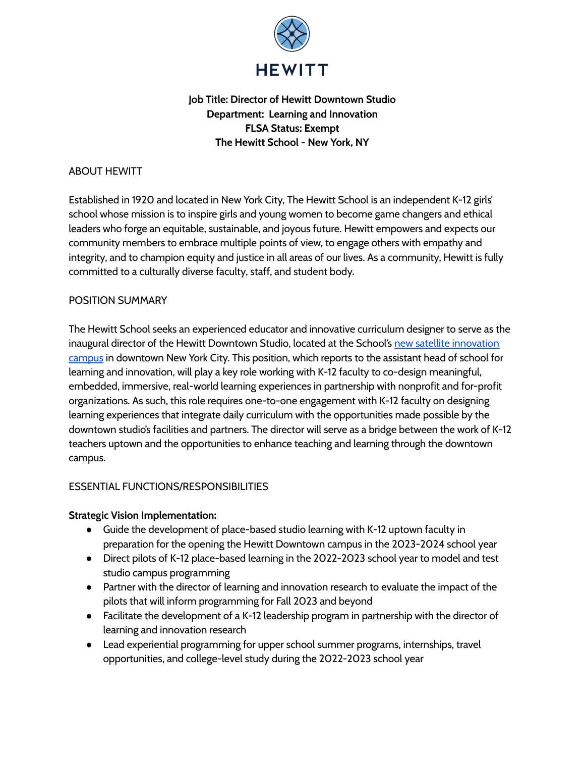HEWITT

**Job Title: Director of Hewitt Downtown Studio**
**Department: Learning and Innovation**
**FLSA Status: Exempt**
**The Hewitt School - New York, NY**

## ABOUT HEWITT

Established in 1920 and located in New York City, The Hewitt School is an independent K-12 girls' school whose mission is to inspire girls and young women to become game changers and ethical leaders who forge an equitable, sustainable, and joyous future. Hewitt empowers and expects our community members to embrace multiple points of view, to engage others with empathy and integrity, and to champion equity and justice in all areas of our lives. As a community, Hewitt is fully committed to a culturally diverse faculty, staff, and student body.

## POSITION SUMMARY

The Hewitt School seeks an experienced educator and innovative curriculum designer to serve as the inaugural director of the Hewitt Downtown Studio, located at the School's new satellite innovation campus in downtown New York City. This position, which reports to the assistant head of school for learning and innovation, will play a key role working with K-12 faculty to co-design meaningful, embedded, immersive, real-world learning experiences in partnership with nonprofit and for-profit organizations. As such, this role requires one-to-one engagement with K-12 faculty on designing learning experiences that integrate daily curriculum with the opportunities made possible by the downtown studio's facilities and partners. The director will serve as a bridge between the work of K-12 teachers uptown and the opportunities to enhance teaching and learning through the downtown campus.

## ESSENTIAL FUNCTIONS/RESPONSIBILITIES

**Strategic Vision Implementation:**

- Guide the development of place-based studio learning with K-12 uptown faculty in preparation for the opening the Hewitt Downtown campus in the 2023-2024 school year
- Direct pilots of K-12 place-based learning in the 2022-2023 school year to model and test studio campus programming
- Partner with the director of learning and innovation research to evaluate the impact of the pilots that will inform programming for Fall 2023 and beyond
- Facilitate the development of a K-12 leadership program in partnership with the director of learning and innovation research
- Lead experiential programming for upper school summer programs, internships, travel opportunities, and college-level study during the 2022-2023 school year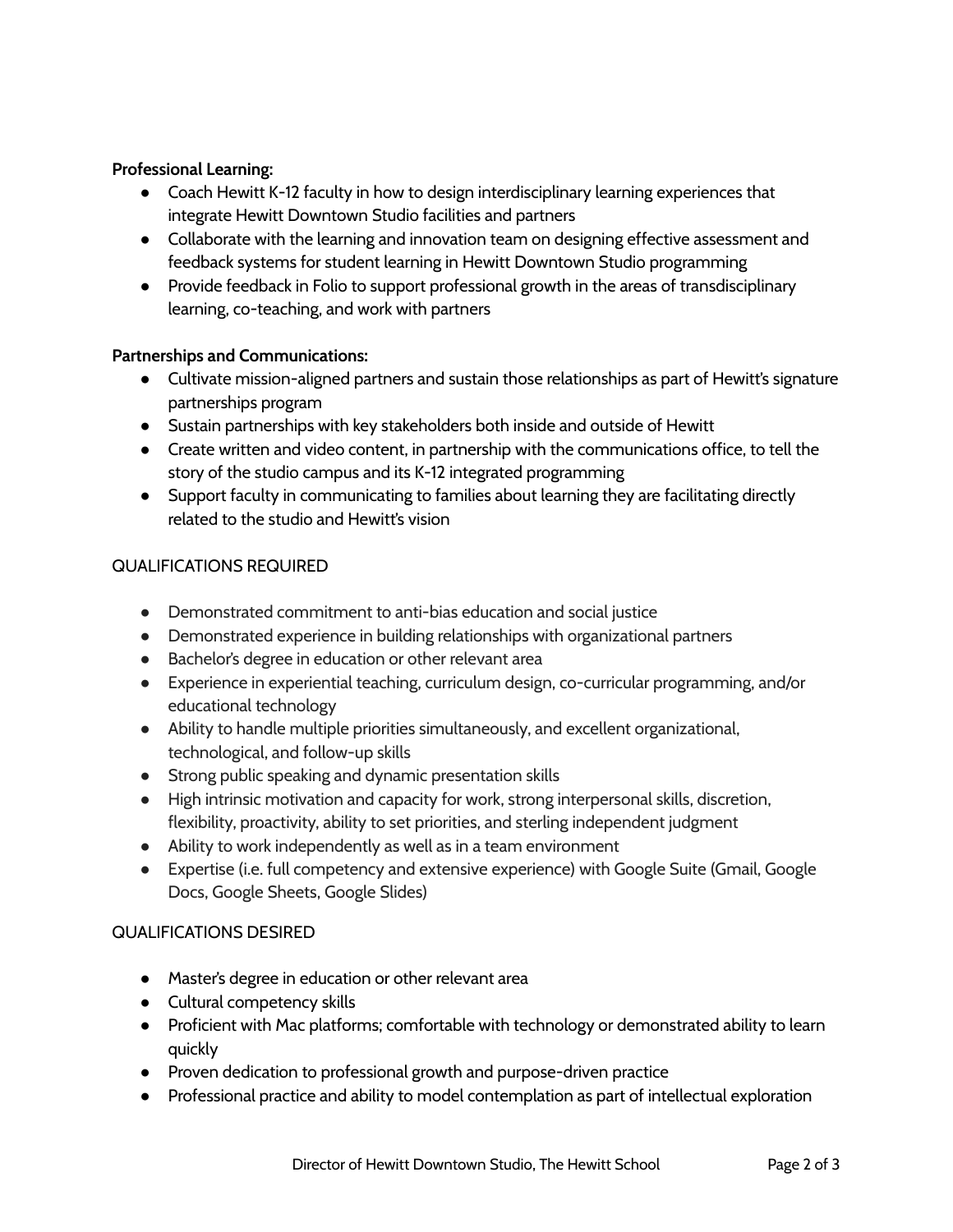**Professional Learning:**

- Coach Hewitt K-12 faculty in how to design interdisciplinary learning experiences that integrate Hewitt Downtown Studio facilities and partners
- Collaborate with the learning and innovation team on designing effective assessment and feedback systems for student learning in Hewitt Downtown Studio programming
- Provide feedback in Folio to support professional growth in the areas of transdisciplinary learning, co-teaching, and work with partners

**Partnerships and Communications:**

- Cultivate mission-aligned partners and sustain those relationships as part of Hewitt's signature partnerships program
- Sustain partnerships with key stakeholders both inside and outside of Hewitt
- Create written and video content, in partnership with the communications office, to tell the story of the studio campus and its K-12 integrated programming
- Support faculty in communicating to families about learning they are facilitating directly related to the studio and Hewitt's vision

## QUALIFICATIONS REQUIRED

- Demonstrated commitment to anti-bias education and social justice
- Demonstrated experience in building relationships with organizational partners
- Bachelor's degree in education or other relevant area
- Experience in experiential teaching, curriculum design, co-curricular programming, and/or educational technology
- Ability to handle multiple priorities simultaneously, and excellent organizational, technological, and follow-up skills
- Strong public speaking and dynamic presentation skills
- High intrinsic motivation and capacity for work, strong interpersonal skills, discretion, flexibility, proactivity, ability to set priorities, and sterling independent judgment
- Ability to work independently as well as in a team environment
- Expertise (i.e. full competency and extensive experience) with Google Suite (Gmail, Google Docs, Google Sheets, Google Slides)

## QUALIFICATIONS DESIRED

- Master's degree in education or other relevant area
- Cultural competency skills
- Proficient with Mac platforms; comfortable with technology or demonstrated ability to learn quickly
- Proven dedication to professional growth and purpose-driven practice
- Professional practice and ability to model contemplation as part of intellectual exploration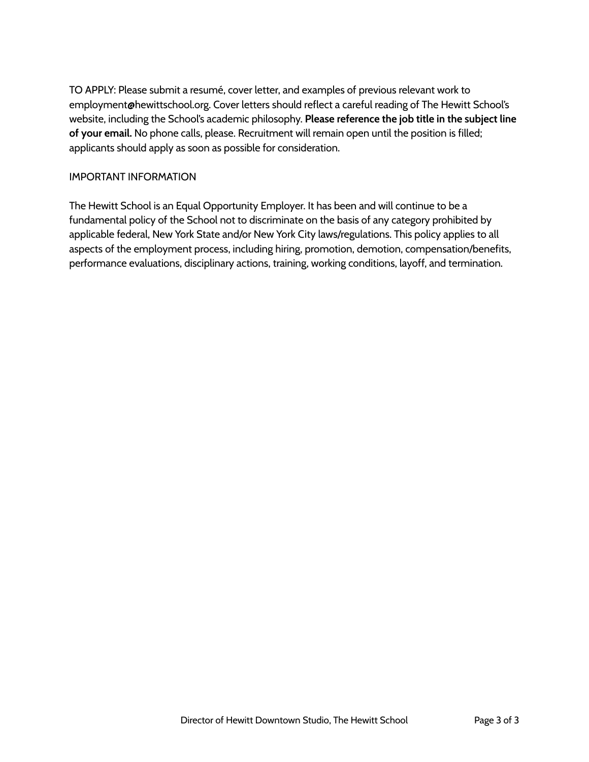TO APPLY: Please submit a resumé, cover letter, and examples of previous relevant work to employment@hewittschool.org. Cover letters should reflect a careful reading of The Hewitt School's website, including the School's academic philosophy. **Please reference the job title in the subject line of your email.** No phone calls, please. Recruitment will remain open until the position is filled; applicants should apply as soon as possible for consideration.

IMPORTANT INFORMATION

The Hewitt School is an Equal Opportunity Employer. It has been and will continue to be a fundamental policy of the School not to discriminate on the basis of any category prohibited by applicable federal, New York State and/or New York City laws/regulations. This policy applies to all aspects of the employment process, including hiring, promotion, demotion, compensation/benefits, performance evaluations, disciplinary actions, training, working conditions, layoff, and termination.